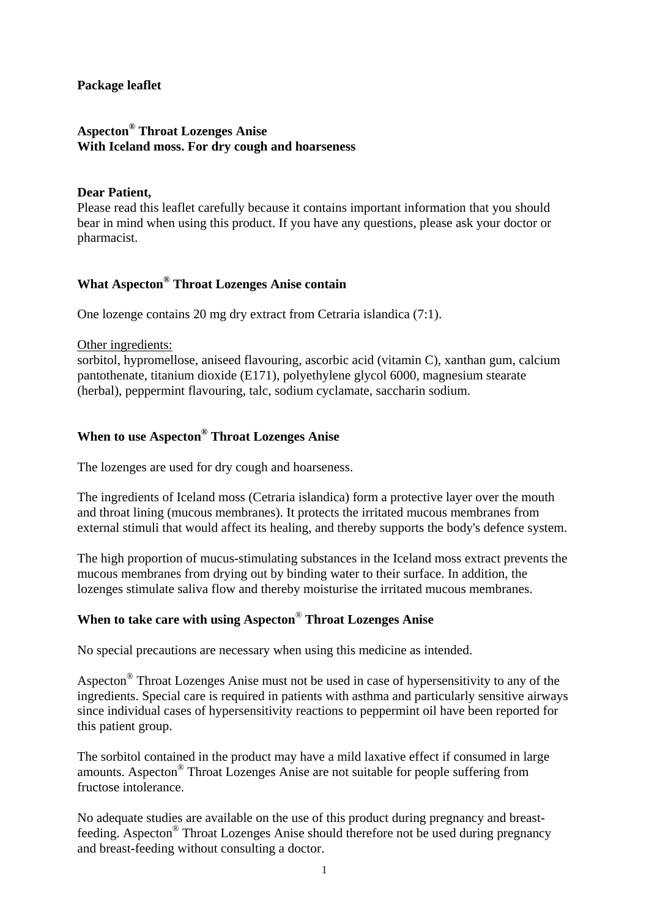**Package leaflet**

# Aspecton® Throat Lozenges Anise
**With Iceland moss. For dry cough and hoarseness**

**Dear Patient,**
Please read this leaflet carefully because it contains important information that you should bear in mind when using this product. If you have any questions, please ask your doctor or pharmacist.

## What Aspecton® Throat Lozenges Anise contain

One lozenge contains 20 mg dry extract from Cetraria islandica (7:1).

Other ingredients:
sorbitol, hypromellose, aniseed flavouring, ascorbic acid (vitamin C), xanthan gum, calcium pantothenate, titanium dioxide (E171), polyethylene glycol 6000, magnesium stearate (herbal), peppermint flavouring, talc, sodium cyclamate, saccharin sodium.

## When to use Aspecton® Throat Lozenges Anise

The lozenges are used for dry cough and hoarseness.

The ingredients of Iceland moss (Cetraria islandica) form a protective layer over the mouth and throat lining (mucous membranes). It protects the irritated mucous membranes from external stimuli that would affect its healing, and thereby supports the body's defence system.

The high proportion of mucus-stimulating substances in the Iceland moss extract prevents the mucous membranes from drying out by binding water to their surface. In addition, the lozenges stimulate saliva flow and thereby moisturise the irritated mucous membranes.

## When to take care with using Aspecton® Throat Lozenges Anise

No special precautions are necessary when using this medicine as intended.

Aspecton® Throat Lozenges Anise must not be used in case of hypersensitivity to any of the ingredients. Special care is required in patients with asthma and particularly sensitive airways since individual cases of hypersensitivity reactions to peppermint oil have been reported for this patient group.

The sorbitol contained in the product may have a mild laxative effect if consumed in large amounts. Aspecton® Throat Lozenges Anise are not suitable for people suffering from fructose intolerance.

No adequate studies are available on the use of this product during pregnancy and breast-feeding. Aspecton® Throat Lozenges Anise should therefore not be used during pregnancy and breast-feeding without consulting a doctor.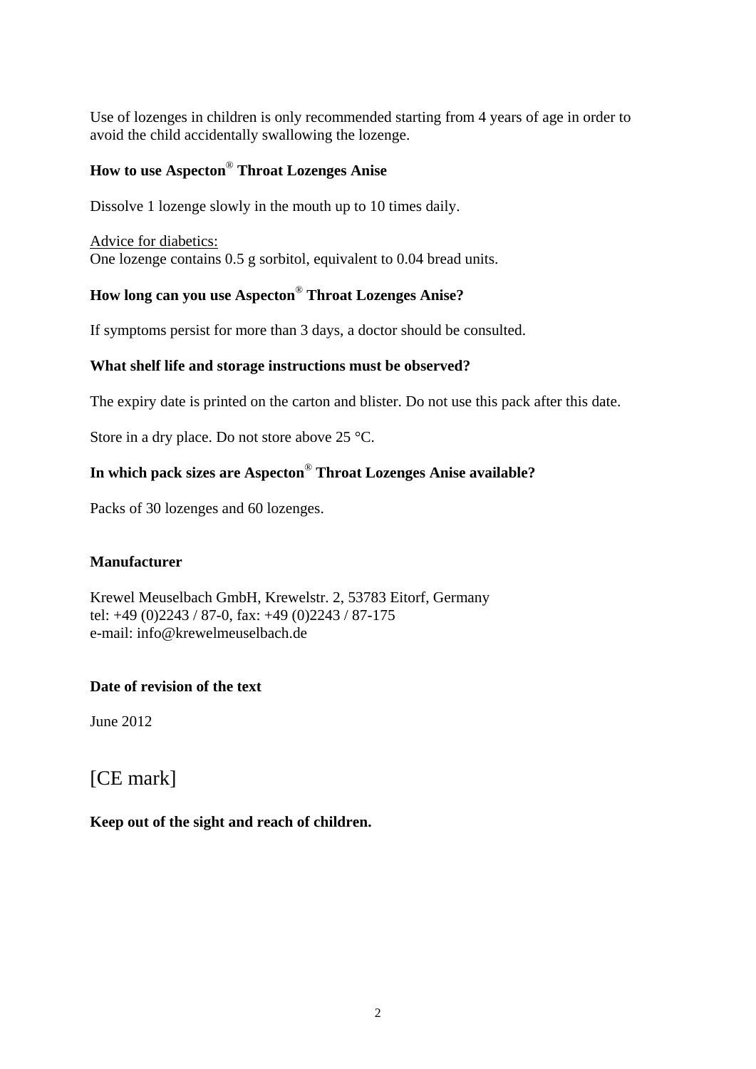Use of lozenges in children is only recommended starting from 4 years of age in order to avoid the child accidentally swallowing the lozenge.

### How to use Aspecton® Throat Lozenges Anise

Dissolve 1 lozenge slowly in the mouth up to 10 times daily.

Advice for diabetics:
One lozenge contains 0.5 g sorbitol, equivalent to 0.04 bread units.

### How long can you use Aspecton® Throat Lozenges Anise?

If symptoms persist for more than 3 days, a doctor should be consulted.

### What shelf life and storage instructions must be observed?

The expiry date is printed on the carton and blister. Do not use this pack after this date.

Store in a dry place. Do not store above 25 °C.

### In which pack sizes are Aspecton® Throat Lozenges Anise available?

Packs of 30 lozenges and 60 lozenges.

### Manufacturer

Krewel Meuselbach GmbH, Krewelstr. 2, 53783 Eitorf, Germany
tel: +49 (0)2243 / 87-0, fax: +49 (0)2243 / 87-175
e-mail: info@krewelmeuselbach.de

### Date of revision of the text

June 2012

[CE mark]

**Keep out of the sight and reach of children.**